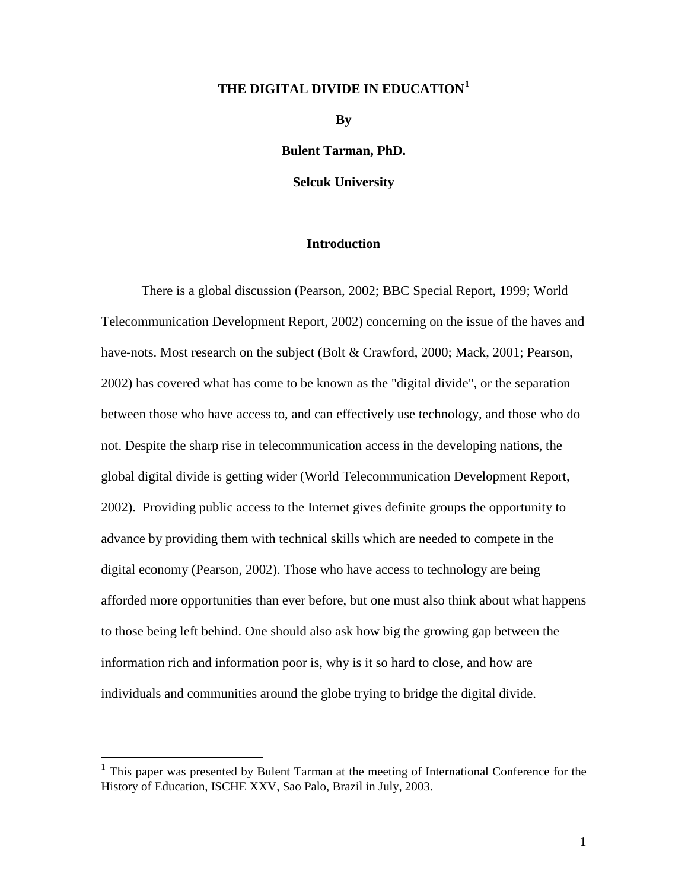# THE DIGITAL DIVIDE IN EDUCATION[1]

**By**

**Bulent Tarman, PhD.**

**Selcuk University**

## Introduction

There is a global discussion (Pearson, 2002; BBC Special Report, 1999; World Telecommunication Development Report, 2002) concerning on the issue of the haves and have-nots. Most research on the subject (Bolt & Crawford, 2000; Mack, 2001; Pearson, 2002) has covered what has come to be known as the "digital divide", or the separation between those who have access to, and can effectively use technology, and those who do not. Despite the sharp rise in telecommunication access in the developing nations, the global digital divide is getting wider (World Telecommunication Development Report, 2002). Providing public access to the Internet gives definite groups the opportunity to advance by providing them with technical skills which are needed to compete in the digital economy (Pearson, 2002). Those who have access to technology are being afforded more opportunities than ever before, but one must also think about what happens to those being left behind. One should also ask how big the growing gap between the information rich and information poor is, why is it so hard to close, and how are individuals and communities around the globe trying to bridge the digital divide.

[1] This paper was presented by Bulent Tarman at the meeting of International Conference for the History of Education, ISCHE XXV, Sao Palo, Brazil in July, 2003.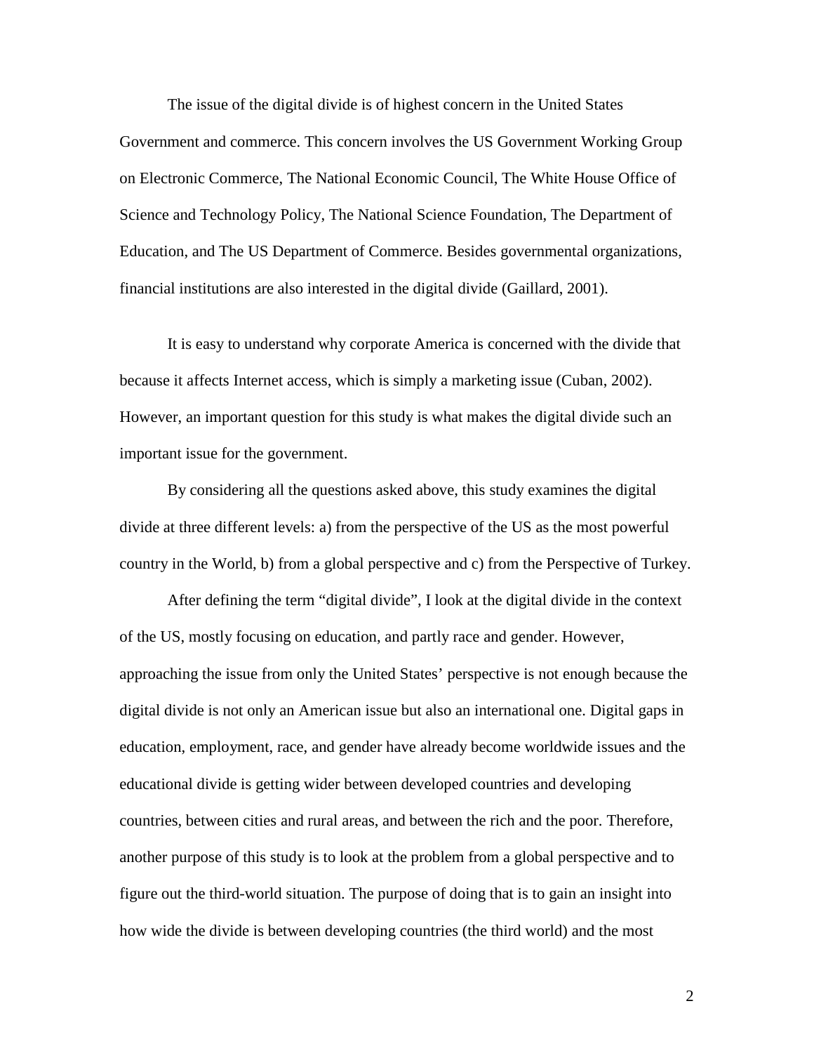The issue of the digital divide is of highest concern in the United States Government and commerce. This concern involves the US Government Working Group on Electronic Commerce, The National Economic Council, The White House Office of Science and Technology Policy, The National Science Foundation, The Department of Education, and The US Department of Commerce. Besides governmental organizations, financial institutions are also interested in the digital divide (Gaillard, 2001).

It is easy to understand why corporate America is concerned with the divide that because it affects Internet access, which is simply a marketing issue (Cuban, 2002). However, an important question for this study is what makes the digital divide such an important issue for the government.

By considering all the questions asked above, this study examines the digital divide at three different levels: a) from the perspective of the US as the most powerful country in the World, b) from a global perspective and c) from the Perspective of Turkey.

After defining the term "digital divide", I look at the digital divide in the context of the US, mostly focusing on education, and partly race and gender. However, approaching the issue from only the United States' perspective is not enough because the digital divide is not only an American issue but also an international one. Digital gaps in education, employment, race, and gender have already become worldwide issues and the educational divide is getting wider between developed countries and developing countries, between cities and rural areas, and between the rich and the poor. Therefore, another purpose of this study is to look at the problem from a global perspective and to figure out the third-world situation. The purpose of doing that is to gain an insight into how wide the divide is between developing countries (the third world) and the most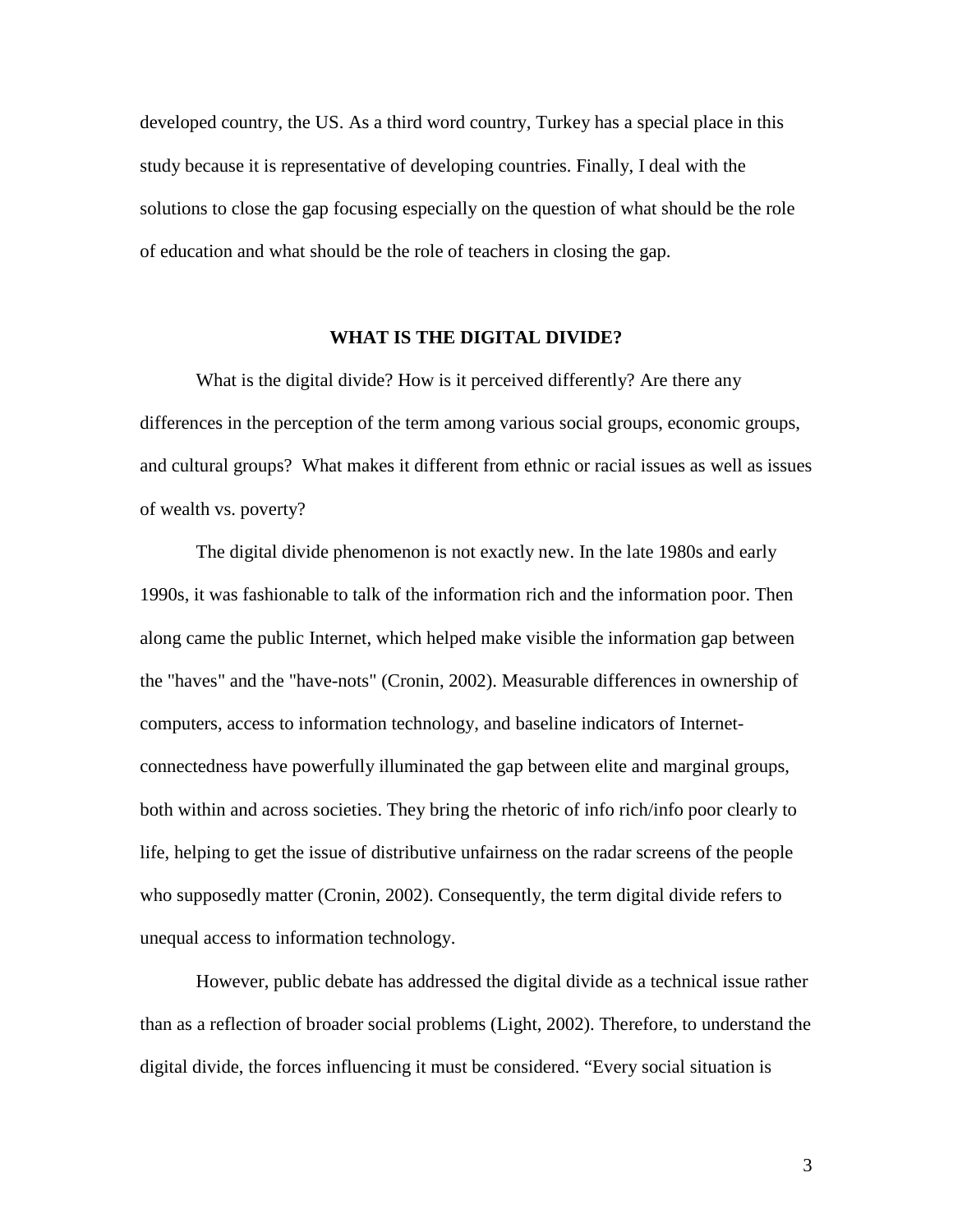developed country, the US. As a third word country, Turkey has a special place in this study because it is representative of developing countries. Finally, I deal with the solutions to close the gap focusing especially on the question of what should be the role of education and what should be the role of teachers in closing the gap.

## WHAT IS THE DIGITAL DIVIDE?

What is the digital divide? How is it perceived differently? Are there any differences in the perception of the term among various social groups, economic groups, and cultural groups? What makes it different from ethnic or racial issues as well as issues of wealth vs. poverty?

The digital divide phenomenon is not exactly new. In the late 1980s and early 1990s, it was fashionable to talk of the information rich and the information poor. Then along came the public Internet, which helped make visible the information gap between the "haves" and the "have-nots" (Cronin, 2002). Measurable differences in ownership of computers, access to information technology, and baseline indicators of Internet-connectedness have powerfully illuminated the gap between elite and marginal groups, both within and across societies. They bring the rhetoric of info rich/info poor clearly to life, helping to get the issue of distributive unfairness on the radar screens of the people who supposedly matter (Cronin, 2002). Consequently, the term digital divide refers to unequal access to information technology.

However, public debate has addressed the digital divide as a technical issue rather than as a reflection of broader social problems (Light, 2002). Therefore, to understand the digital divide, the forces influencing it must be considered. "Every social situation is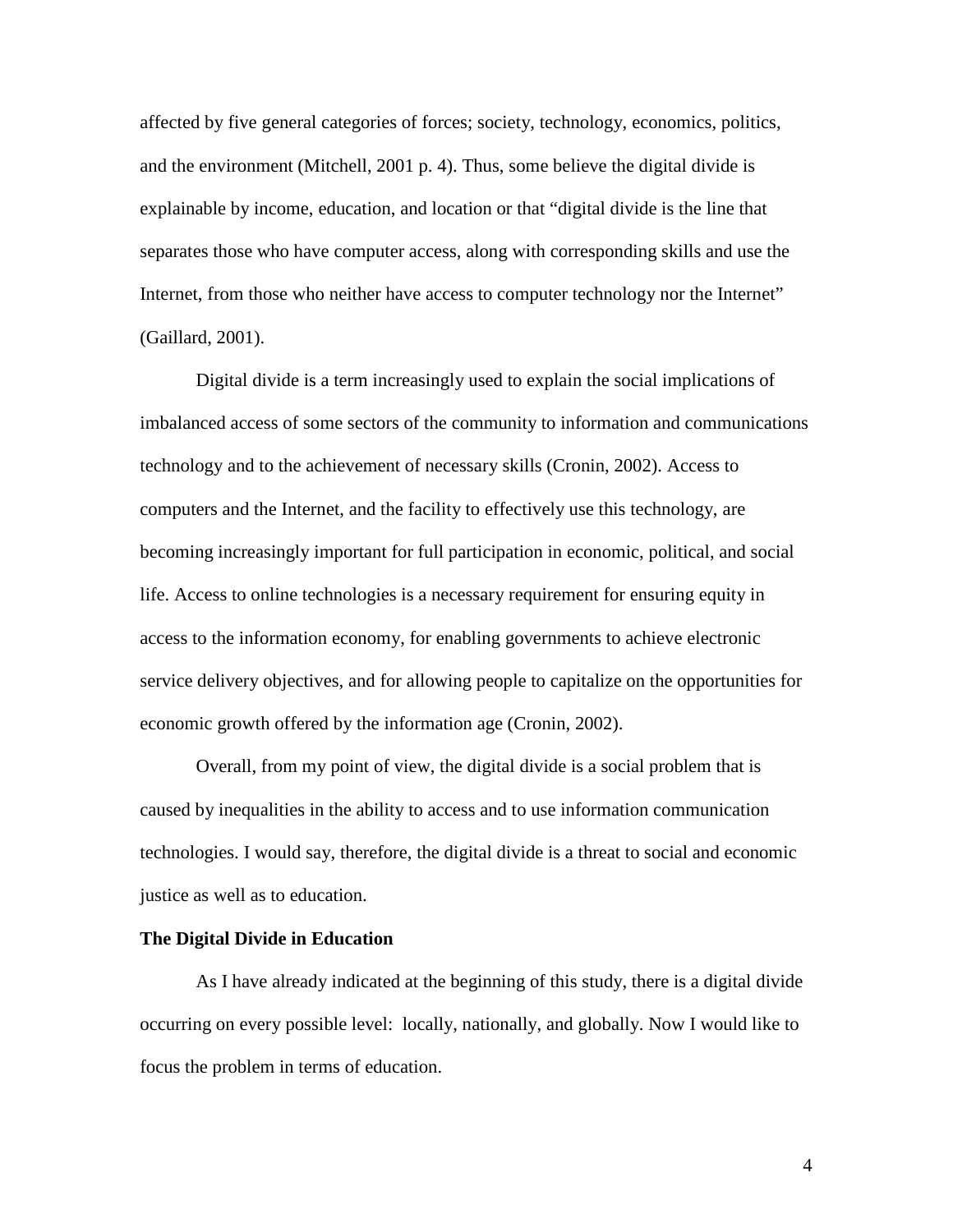affected by five general categories of forces; society, technology, economics, politics, and the environment (Mitchell, 2001 p. 4). Thus, some believe the digital divide is explainable by income, education, and location or that "digital divide is the line that separates those who have computer access, along with corresponding skills and use the Internet, from those who neither have access to computer technology nor the Internet" (Gaillard, 2001).

Digital divide is a term increasingly used to explain the social implications of imbalanced access of some sectors of the community to information and communications technology and to the achievement of necessary skills (Cronin, 2002). Access to computers and the Internet, and the facility to effectively use this technology, are becoming increasingly important for full participation in economic, political, and social life. Access to online technologies is a necessary requirement for ensuring equity in access to the information economy, for enabling governments to achieve electronic service delivery objectives, and for allowing people to capitalize on the opportunities for economic growth offered by the information age (Cronin, 2002).

Overall, from my point of view, the digital divide is a social problem that is caused by inequalities in the ability to access and to use information communication technologies. I would say, therefore, the digital divide is a threat to social and economic justice as well as to education.

**The Digital Divide in Education**

As I have already indicated at the beginning of this study, there is a digital divide occurring on every possible level: locally, nationally, and globally. Now I would like to focus the problem in terms of education.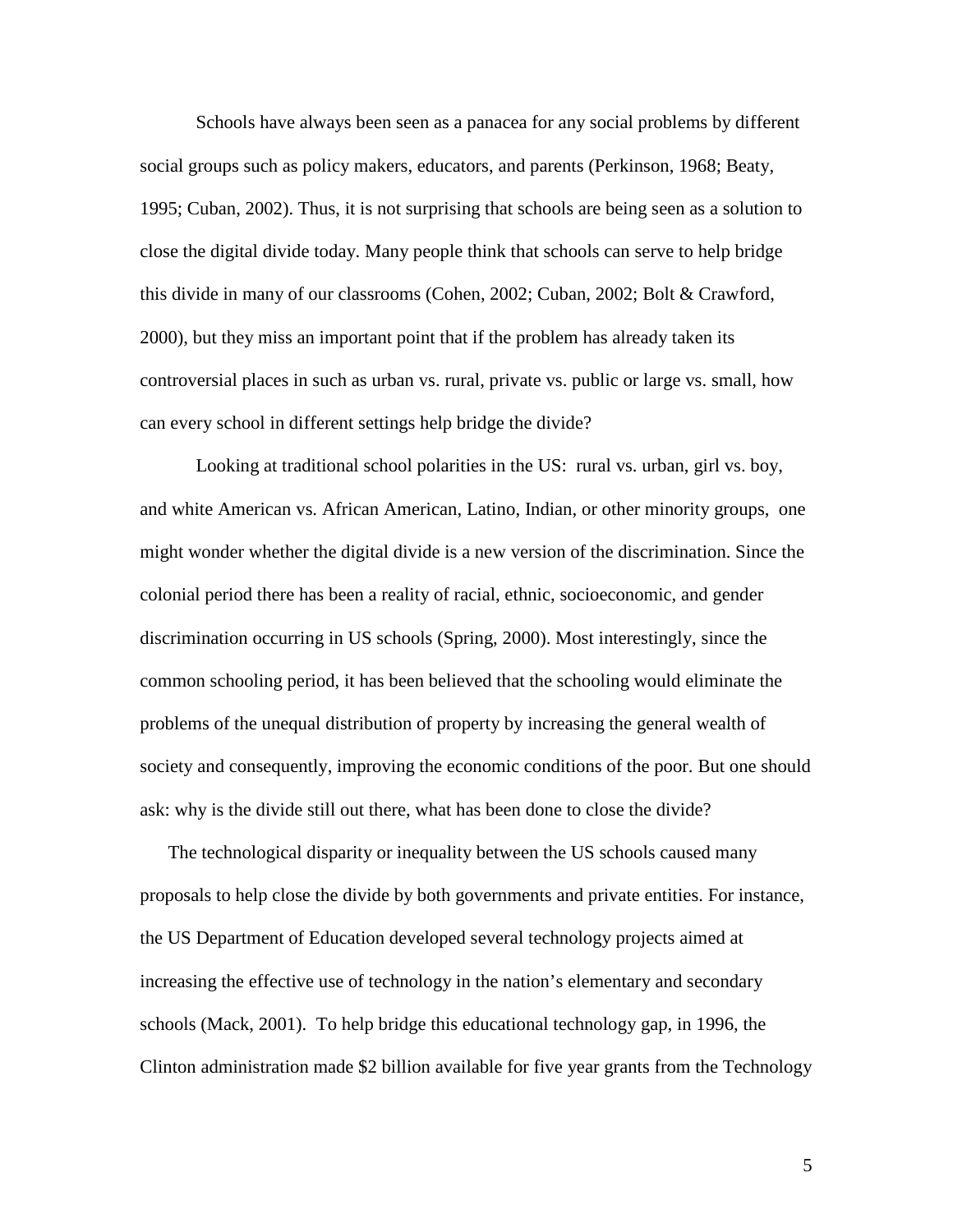Schools have always been seen as a panacea for any social problems by different social groups such as policy makers, educators, and parents (Perkinson, 1968; Beaty, 1995; Cuban, 2002). Thus, it is not surprising that schools are being seen as a solution to close the digital divide today. Many people think that schools can serve to help bridge this divide in many of our classrooms (Cohen, 2002; Cuban, 2002; Bolt & Crawford, 2000), but they miss an important point that if the problem has already taken its controversial places in such as urban vs. rural, private vs. public or large vs. small, how can every school in different settings help bridge the divide?

Looking at traditional school polarities in the US: rural vs. urban, girl vs. boy, and white American vs. African American, Latino, Indian, or other minority groups, one might wonder whether the digital divide is a new version of the discrimination. Since the colonial period there has been a reality of racial, ethnic, socioeconomic, and gender discrimination occurring in US schools (Spring, 2000). Most interestingly, since the common schooling period, it has been believed that the schooling would eliminate the problems of the unequal distribution of property by increasing the general wealth of society and consequently, improving the economic conditions of the poor. But one should ask: why is the divide still out there, what has been done to close the divide?

The technological disparity or inequality between the US schools caused many proposals to help close the divide by both governments and private entities. For instance, the US Department of Education developed several technology projects aimed at increasing the effective use of technology in the nation's elementary and secondary schools (Mack, 2001). To help bridge this educational technology gap, in 1996, the Clinton administration made $2 billion available for five year grants from the Technology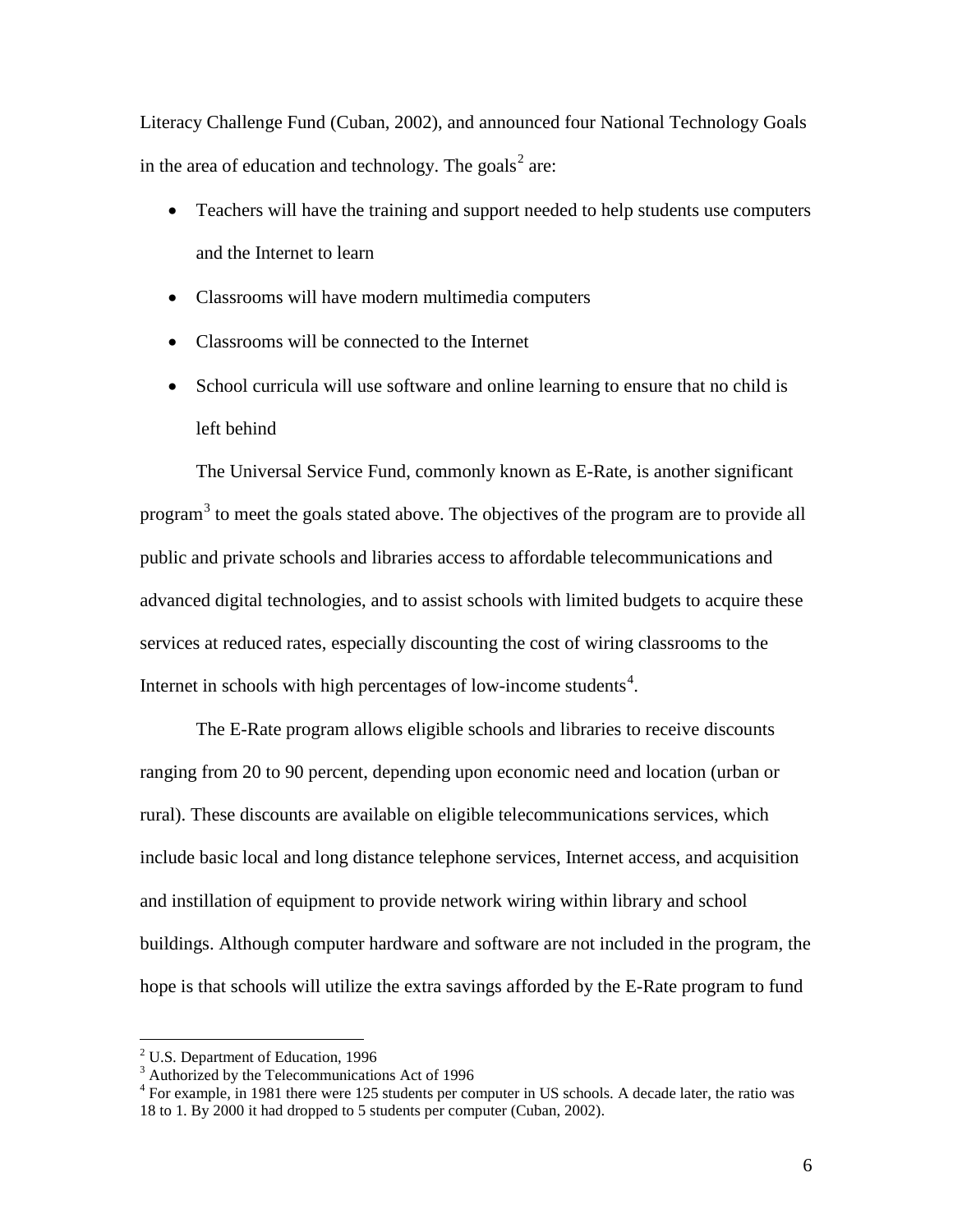Literacy Challenge Fund (Cuban, 2002), and announced four National Technology Goals in the area of education and technology. The goals[2] are:

- Teachers will have the training and support needed to help students use computers and the Internet to learn
- Classrooms will have modern multimedia computers
- Classrooms will be connected to the Internet
- School curricula will use software and online learning to ensure that no child is left behind

The Universal Service Fund, commonly known as E-Rate, is another significant program[3] to meet the goals stated above. The objectives of the program are to provide all public and private schools and libraries access to affordable telecommunications and advanced digital technologies, and to assist schools with limited budgets to acquire these services at reduced rates, especially discounting the cost of wiring classrooms to the Internet in schools with high percentages of low-income students[4].

The E-Rate program allows eligible schools and libraries to receive discounts ranging from 20 to 90 percent, depending upon economic need and location (urban or rural). These discounts are available on eligible telecommunications services, which include basic local and long distance telephone services, Internet access, and acquisition and instillation of equipment to provide network wiring within library and school buildings. Although computer hardware and software are not included in the program, the hope is that schools will utilize the extra savings afforded by the E-Rate program to fund

---

[2] U.S. Department of Education, 1996

[3] Authorized by the Telecommunications Act of 1996

[4] For example, in 1981 there were 125 students per computer in US schools. A decade later, the ratio was 18 to 1. By 2000 it had dropped to 5 students per computer (Cuban, 2002).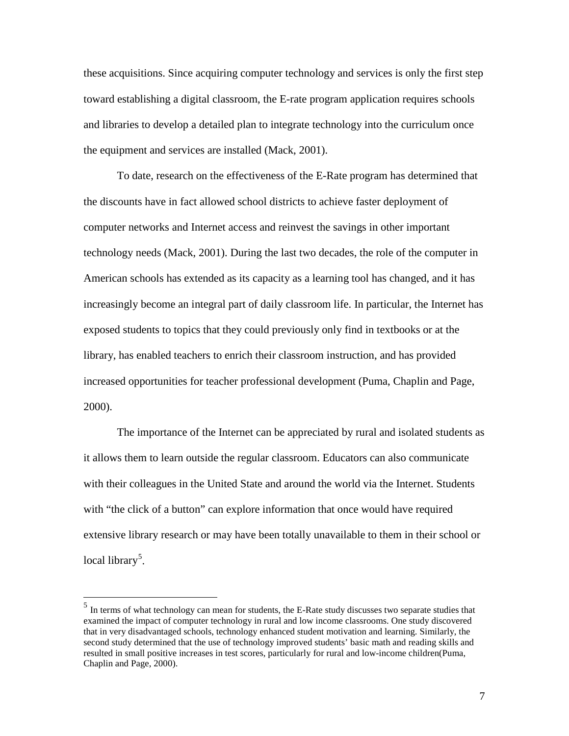these acquisitions. Since acquiring computer technology and services is only the first step toward establishing a digital classroom, the E-rate program application requires schools and libraries to develop a detailed plan to integrate technology into the curriculum once the equipment and services are installed (Mack, 2001).

To date, research on the effectiveness of the E-Rate program has determined that the discounts have in fact allowed school districts to achieve faster deployment of computer networks and Internet access and reinvest the savings in other important technology needs (Mack, 2001). During the last two decades, the role of the computer in American schools has extended as its capacity as a learning tool has changed, and it has increasingly become an integral part of daily classroom life. In particular, the Internet has exposed students to topics that they could previously only find in textbooks or at the library, has enabled teachers to enrich their classroom instruction, and has provided increased opportunities for teacher professional development (Puma, Chaplin and Page, 2000).

The importance of the Internet can be appreciated by rural and isolated students as it allows them to learn outside the regular classroom. Educators can also communicate with their colleagues in the United State and around the world via the Internet. Students with "the click of a button" can explore information that once would have required extensive library research or may have been totally unavailable to them in their school or local library[5].

---

[5] In terms of what technology can mean for students, the E-Rate study discusses two separate studies that examined the impact of computer technology in rural and low income classrooms. One study discovered that in very disadvantaged schools, technology enhanced student motivation and learning. Similarly, the second study determined that the use of technology improved students' basic math and reading skills and resulted in small positive increases in test scores, particularly for rural and low-income children(Puma, Chaplin and Page, 2000).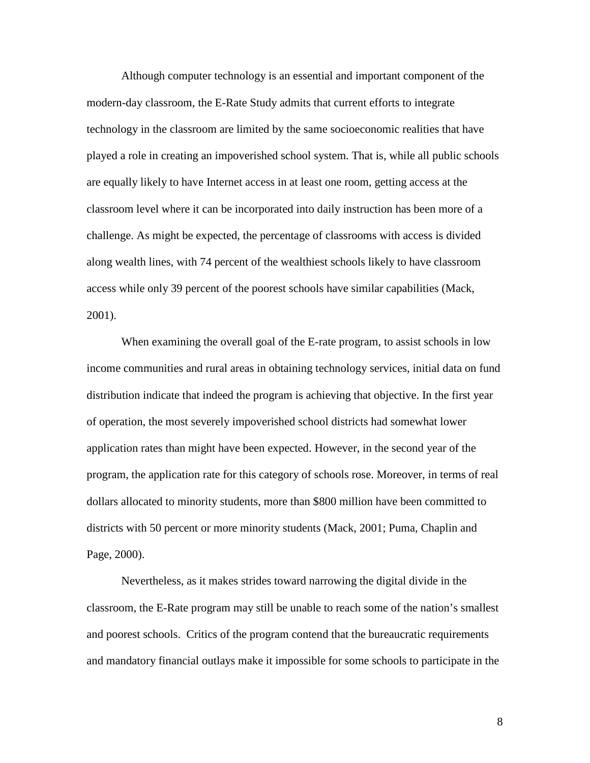Although computer technology is an essential and important component of the modern-day classroom, the E-Rate Study admits that current efforts to integrate technology in the classroom are limited by the same socioeconomic realities that have played a role in creating an impoverished school system. That is, while all public schools are equally likely to have Internet access in at least one room, getting access at the classroom level where it can be incorporated into daily instruction has been more of a challenge. As might be expected, the percentage of classrooms with access is divided along wealth lines, with 74 percent of the wealthiest schools likely to have classroom access while only 39 percent of the poorest schools have similar capabilities (Mack, 2001).

When examining the overall goal of the E-rate program, to assist schools in low income communities and rural areas in obtaining technology services, initial data on fund distribution indicate that indeed the program is achieving that objective. In the first year of operation, the most severely impoverished school districts had somewhat lower application rates than might have been expected. However, in the second year of the program, the application rate for this category of schools rose. Moreover, in terms of real dollars allocated to minority students, more than $800 million have been committed to districts with 50 percent or more minority students (Mack, 2001; Puma, Chaplin and Page, 2000).

Nevertheless, as it makes strides toward narrowing the digital divide in the classroom, the E-Rate program may still be unable to reach some of the nation's smallest and poorest schools. Critics of the program contend that the bureaucratic requirements and mandatory financial outlays make it impossible for some schools to participate in the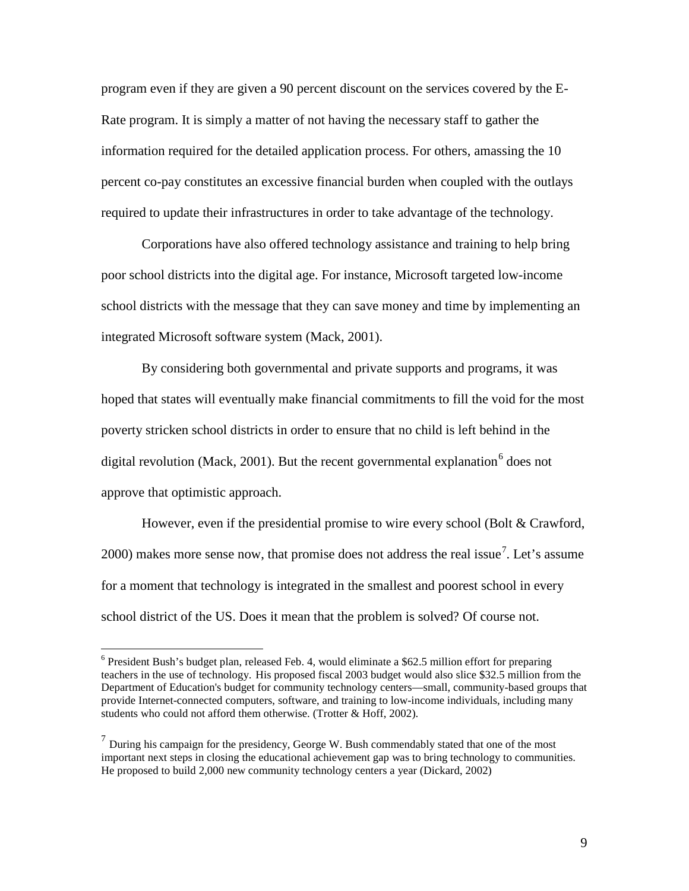program even if they are given a 90 percent discount on the services covered by the E-Rate program. It is simply a matter of not having the necessary staff to gather the information required for the detailed application process. For others, amassing the 10 percent co-pay constitutes an excessive financial burden when coupled with the outlays required to update their infrastructures in order to take advantage of the technology.

Corporations have also offered technology assistance and training to help bring poor school districts into the digital age. For instance, Microsoft targeted low-income school districts with the message that they can save money and time by implementing an integrated Microsoft software system (Mack, 2001).

By considering both governmental and private supports and programs, it was hoped that states will eventually make financial commitments to fill the void for the most poverty stricken school districts in order to ensure that no child is left behind in the digital revolution (Mack, 2001). But the recent governmental explanation[6] does not approve that optimistic approach.

However, even if the presidential promise to wire every school (Bolt & Crawford, 2000) makes more sense now, that promise does not address the real issue[7]. Let's assume for a moment that technology is integrated in the smallest and poorest school in every school district of the US. Does it mean that the problem is solved? Of course not.

---

[6] President Bush's budget plan, released Feb. 4, would eliminate a $62.5 million effort for preparing teachers in the use of technology. His proposed fiscal 2003 budget would also slice $32.5 million from the Department of Education's budget for community technology centers—small, community-based groups that provide Internet-connected computers, software, and training to low-income individuals, including many students who could not afford them otherwise. (Trotter & Hoff, 2002).

[7] During his campaign for the presidency, George W. Bush commendably stated that one of the most important next steps in closing the educational achievement gap was to bring technology to communities. He proposed to build 2,000 new community technology centers a year (Dickard, 2002)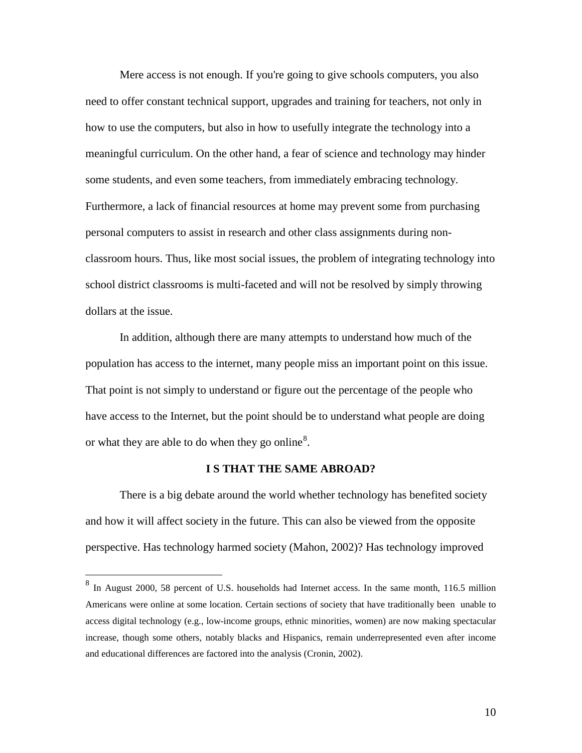Mere access is not enough. If you're going to give schools computers, you also need to offer constant technical support, upgrades and training for teachers, not only in how to use the computers, but also in how to usefully integrate the technology into a meaningful curriculum. On the other hand, a fear of science and technology may hinder some students, and even some teachers, from immediately embracing technology. Furthermore, a lack of financial resources at home may prevent some from purchasing personal computers to assist in research and other class assignments during non-classroom hours. Thus, like most social issues, the problem of integrating technology into school district classrooms is multi-faceted and will not be resolved by simply throwing dollars at the issue.

In addition, although there are many attempts to understand how much of the population has access to the internet, many people miss an important point on this issue. That point is not simply to understand or figure out the percentage of the people who have access to the Internet, but the point should be to understand what people are doing or what they are able to do when they go online[8].

**I S THAT THE SAME ABROAD?**

There is a big debate around the world whether technology has benefited society and how it will affect society in the future. This can also be viewed from the opposite perspective. Has technology harmed society (Mahon, 2002)? Has technology improved

---

[8] In August 2000, 58 percent of U.S. households had Internet access. In the same month, 116.5 million Americans were online at some location. Certain sections of society that have traditionally been unable to access digital technology (e.g., low-income groups, ethnic minorities, women) are now making spectacular increase, though some others, notably blacks and Hispanics, remain underrepresented even after income and educational differences are factored into the analysis (Cronin, 2002).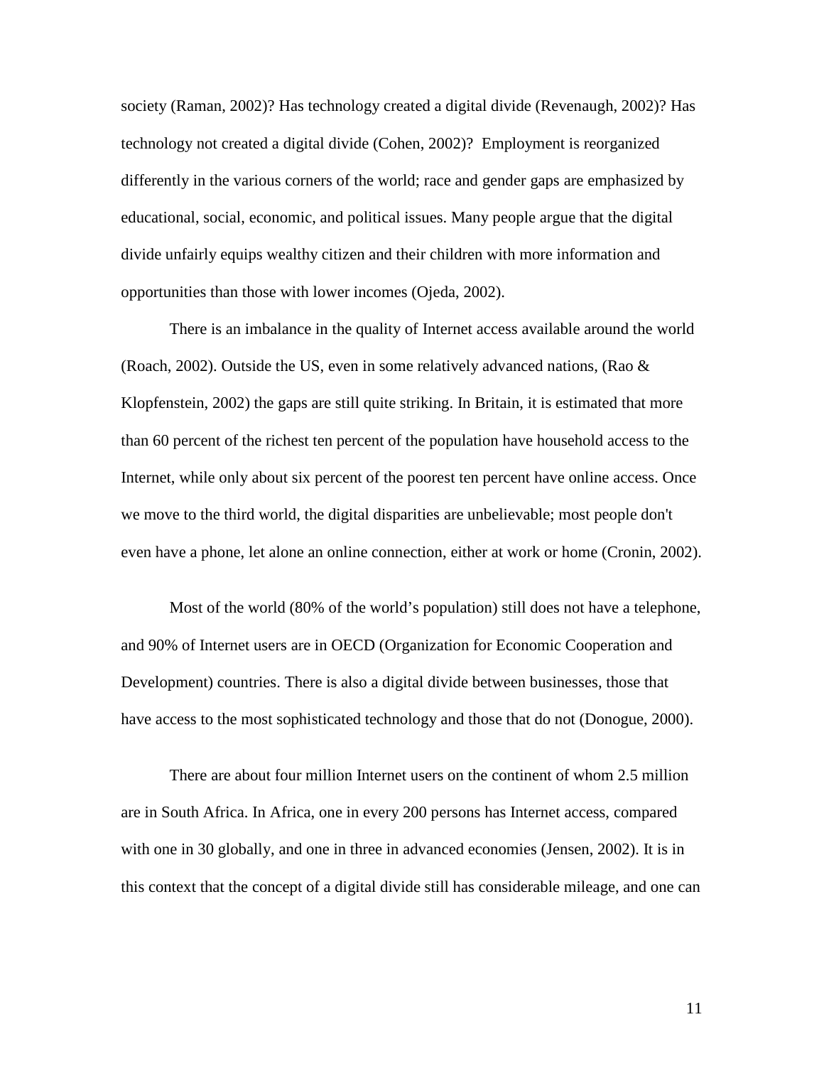society (Raman, 2002)? Has technology created a digital divide (Revenaugh, 2002)? Has technology not created a digital divide (Cohen, 2002)?  Employment is reorganized differently in the various corners of the world; race and gender gaps are emphasized by educational, social, economic, and political issues. Many people argue that the digital divide unfairly equips wealthy citizen and their children with more information and opportunities than those with lower incomes (Ojeda, 2002).

There is an imbalance in the quality of Internet access available around the world (Roach, 2002). Outside the US, even in some relatively advanced nations, (Rao & Klopfenstein, 2002) the gaps are still quite striking. In Britain, it is estimated that more than 60 percent of the richest ten percent of the population have household access to the Internet, while only about six percent of the poorest ten percent have online access. Once we move to the third world, the digital disparities are unbelievable; most people don't even have a phone, let alone an online connection, either at work or home (Cronin, 2002).

Most of the world (80% of the world's population) still does not have a telephone, and 90% of Internet users are in OECD (Organization for Economic Cooperation and Development) countries. There is also a digital divide between businesses, those that have access to the most sophisticated technology and those that do not (Donogue, 2000).

There are about four million Internet users on the continent of whom 2.5 million are in South Africa. In Africa, one in every 200 persons has Internet access, compared with one in 30 globally, and one in three in advanced economies (Jensen, 2002). It is in this context that the concept of a digital divide still has considerable mileage, and one can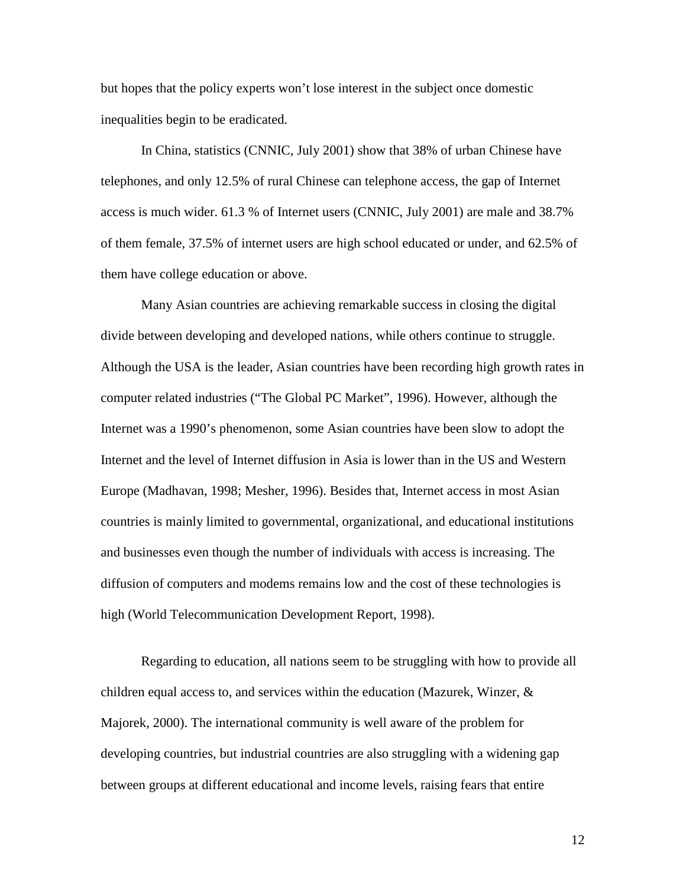but hopes that the policy experts won't lose interest in the subject once domestic inequalities begin to be eradicated.

In China, statistics (CNNIC, July 2001) show that 38% of urban Chinese have telephones, and only 12.5% of rural Chinese can telephone access, the gap of Internet access is much wider. 61.3 % of Internet users (CNNIC, July 2001) are male and 38.7% of them female, 37.5% of internet users are high school educated or under, and 62.5% of them have college education or above.

Many Asian countries are achieving remarkable success in closing the digital divide between developing and developed nations, while others continue to struggle. Although the USA is the leader, Asian countries have been recording high growth rates in computer related industries ("The Global PC Market", 1996). However, although the Internet was a 1990's phenomenon, some Asian countries have been slow to adopt the Internet and the level of Internet diffusion in Asia is lower than in the US and Western Europe (Madhavan, 1998; Mesher, 1996). Besides that, Internet access in most Asian countries is mainly limited to governmental, organizational, and educational institutions and businesses even though the number of individuals with access is increasing. The diffusion of computers and modems remains low and the cost of these technologies is high (World Telecommunication Development Report, 1998).

Regarding to education, all nations seem to be struggling with how to provide all children equal access to, and services within the education (Mazurek, Winzer, & Majorek, 2000). The international community is well aware of the problem for developing countries, but industrial countries are also struggling with a widening gap between groups at different educational and income levels, raising fears that entire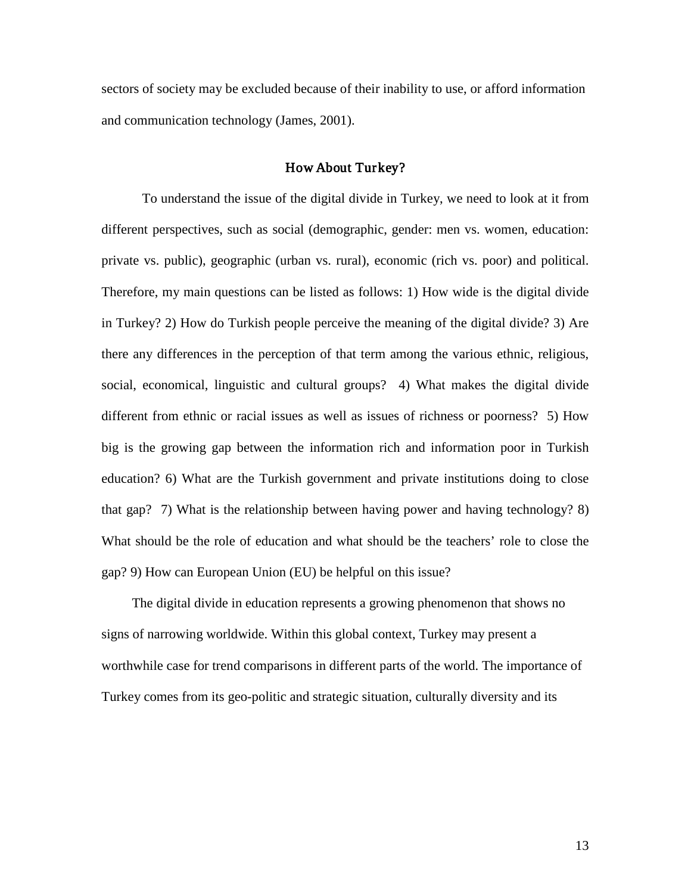sectors of society may be excluded because of their inability to use, or afford information and communication technology (James, 2001).

## How About Turkey?

To understand the issue of the digital divide in Turkey, we need to look at it from different perspectives, such as social (demographic, gender: men vs. women, education: private vs. public), geographic (urban vs. rural), economic (rich vs. poor) and political. Therefore, my main questions can be listed as follows: 1) How wide is the digital divide in Turkey? 2) How do Turkish people perceive the meaning of the digital divide? 3) Are there any differences in the perception of that term among the various ethnic, religious, social, economical, linguistic and cultural groups? 4) What makes the digital divide different from ethnic or racial issues as well as issues of richness or poorness? 5) How big is the growing gap between the information rich and information poor in Turkish education? 6) What are the Turkish government and private institutions doing to close that gap? 7) What is the relationship between having power and having technology? 8) What should be the role of education and what should be the teachers' role to close the gap? 9) How can European Union (EU) be helpful on this issue?

The digital divide in education represents a growing phenomenon that shows no signs of narrowing worldwide. Within this global context, Turkey may present a worthwhile case for trend comparisons in different parts of the world. The importance of Turkey comes from its geo-politic and strategic situation, culturally diversity and its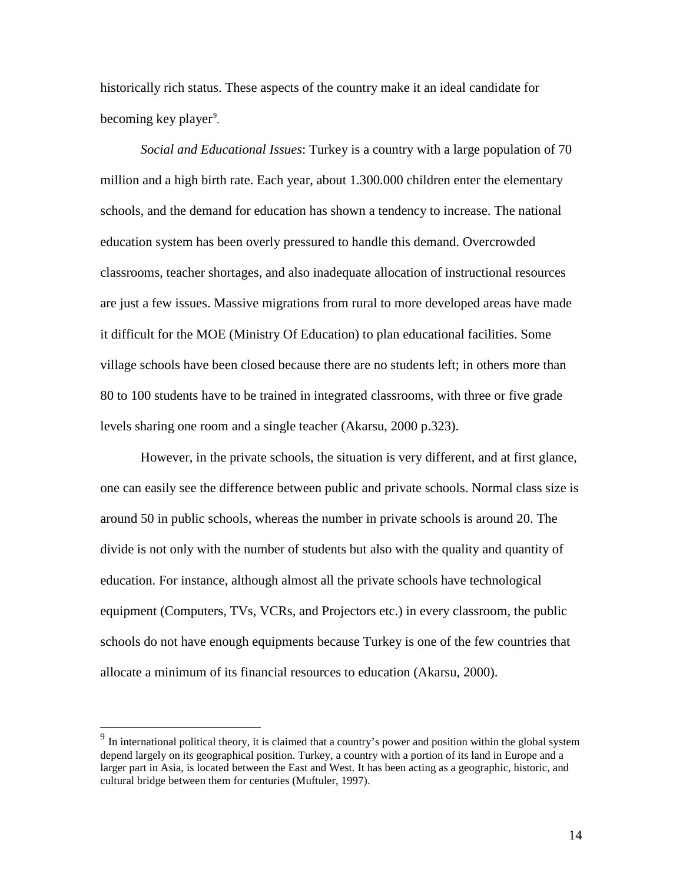historically rich status. These aspects of the country make it an ideal candidate for becoming key player[9].

*Social and Educational Issues*: Turkey is a country with a large population of 70 million and a high birth rate. Each year, about 1.300.000 children enter the elementary schools, and the demand for education has shown a tendency to increase. The national education system has been overly pressured to handle this demand. Overcrowded classrooms, teacher shortages, and also inadequate allocation of instructional resources are just a few issues. Massive migrations from rural to more developed areas have made it difficult for the MOE (Ministry Of Education) to plan educational facilities. Some village schools have been closed because there are no students left; in others more than 80 to 100 students have to be trained in integrated classrooms, with three or five grade levels sharing one room and a single teacher (Akarsu, 2000 p.323).

However, in the private schools, the situation is very different, and at first glance, one can easily see the difference between public and private schools. Normal class size is around 50 in public schools, whereas the number in private schools is around 20. The divide is not only with the number of students but also with the quality and quantity of education. For instance, although almost all the private schools have technological equipment (Computers, TVs, VCRs, and Projectors etc.) in every classroom, the public schools do not have enough equipments because Turkey is one of the few countries that allocate a minimum of its financial resources to education (Akarsu, 2000).

---

[9] In international political theory, it is claimed that a country's power and position within the global system depend largely on its geographical position. Turkey, a country with a portion of its land in Europe and a larger part in Asia, is located between the East and West. It has been acting as a geographic, historic, and cultural bridge between them for centuries (Muftuler, 1997).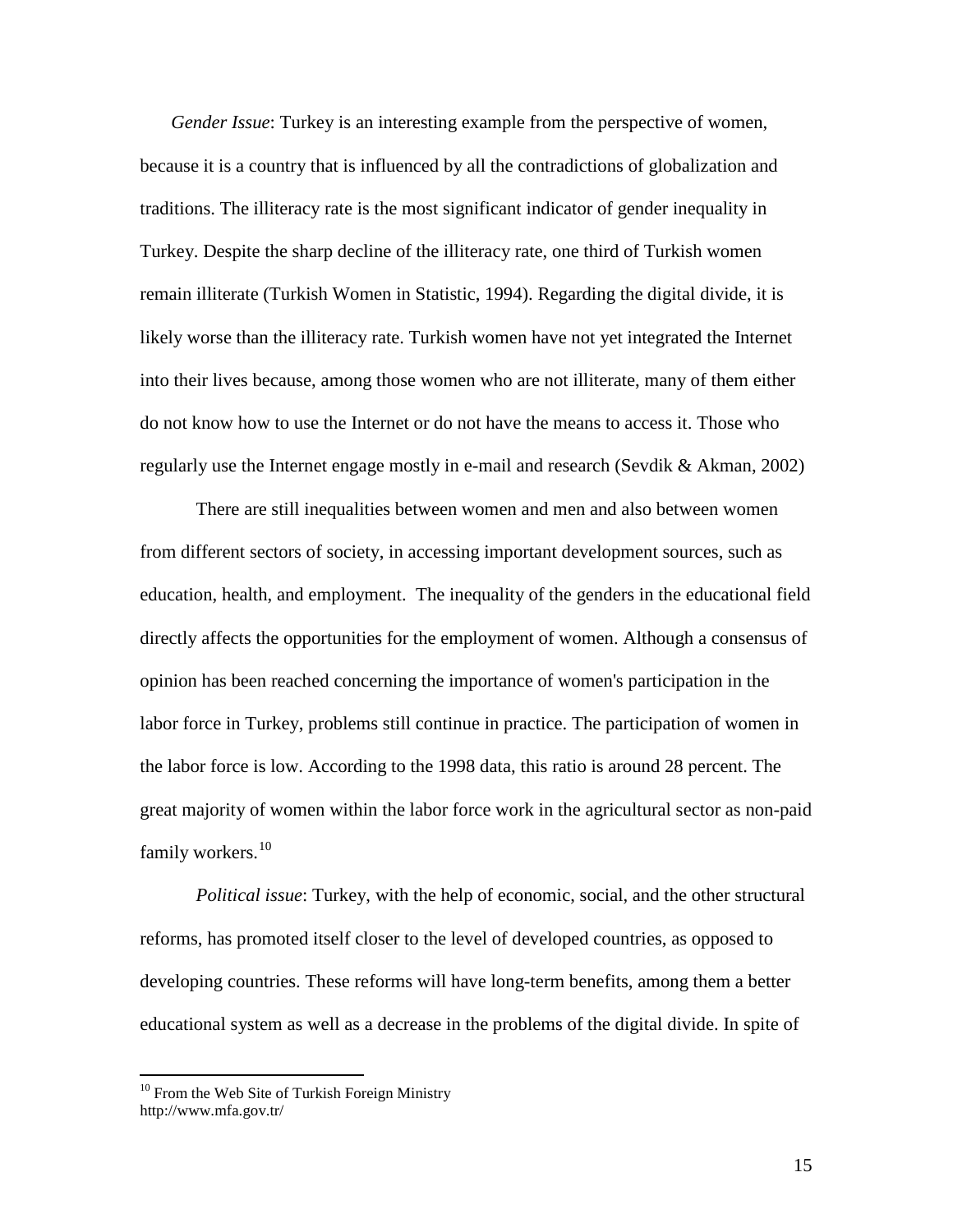*Gender Issue*: Turkey is an interesting example from the perspective of women, because it is a country that is influenced by all the contradictions of globalization and traditions. The illiteracy rate is the most significant indicator of gender inequality in Turkey. Despite the sharp decline of the illiteracy rate, one third of Turkish women remain illiterate (Turkish Women in Statistic, 1994). Regarding the digital divide, it is likely worse than the illiteracy rate. Turkish women have not yet integrated the Internet into their lives because, among those women who are not illiterate, many of them either do not know how to use the Internet or do not have the means to access it. Those who regularly use the Internet engage mostly in e-mail and research (Sevdik & Akman, 2002)

There are still inequalities between women and men and also between women from different sectors of society, in accessing important development sources, such as education, health, and employment. The inequality of the genders in the educational field directly affects the opportunities for the employment of women. Although a consensus of opinion has been reached concerning the importance of women's participation in the labor force in Turkey, problems still continue in practice. The participation of women in the labor force is low. According to the 1998 data, this ratio is around 28 percent. The great majority of women within the labor force work in the agricultural sector as non-paid family workers.[10]

*Political issue*: Turkey, with the help of economic, social, and the other structural reforms, has promoted itself closer to the level of developed countries, as opposed to developing countries. These reforms will have long-term benefits, among them a better educational system as well as a decrease in the problems of the digital divide. In spite of

[10] From the Web Site of Turkish Foreign Ministry http://www.mfa.gov.tr/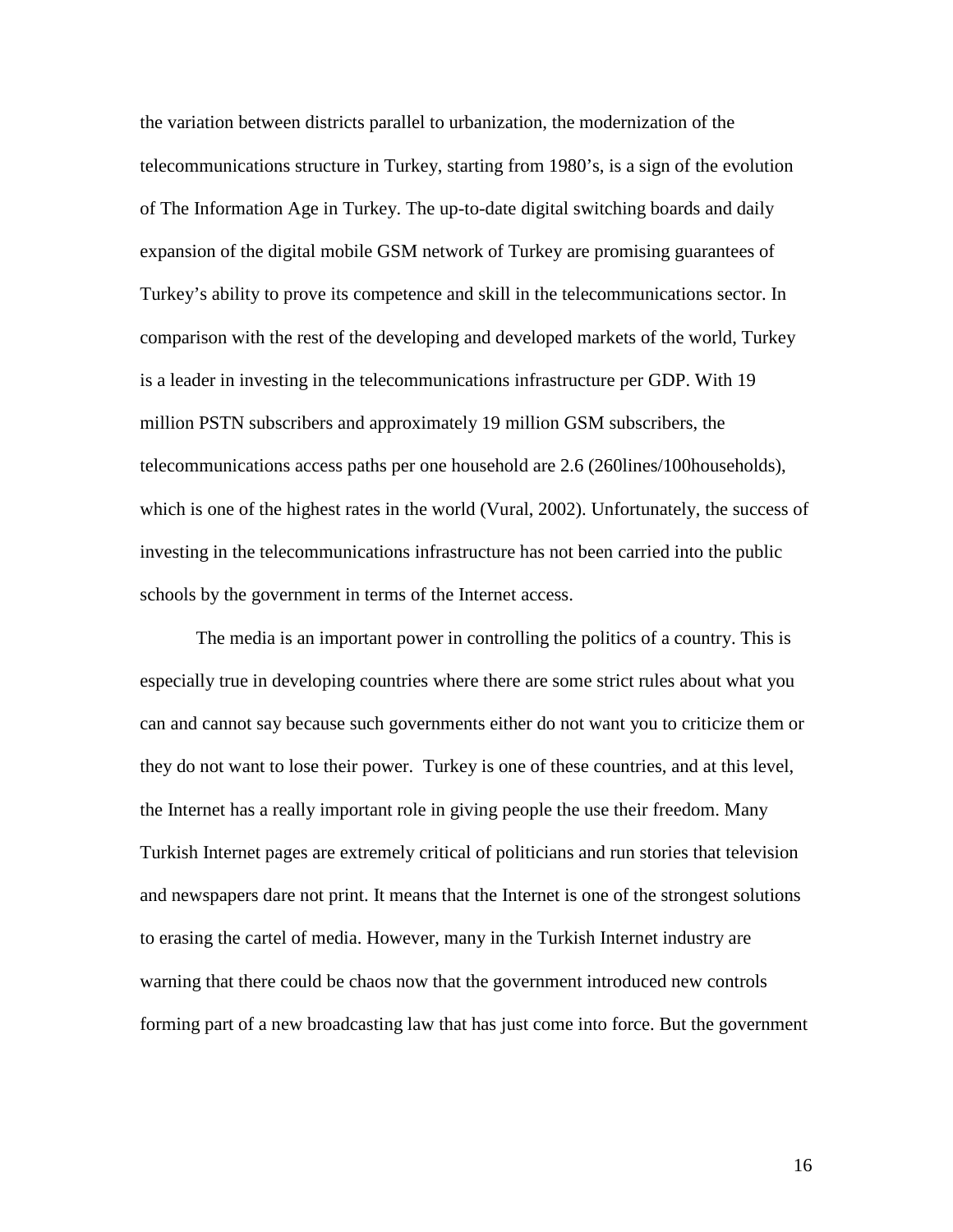the variation between districts parallel to urbanization, the modernization of the telecommunications structure in Turkey, starting from 1980's, is a sign of the evolution of The Information Age in Turkey. The up-to-date digital switching boards and daily expansion of the digital mobile GSM network of Turkey are promising guarantees of Turkey's ability to prove its competence and skill in the telecommunications sector. In comparison with the rest of the developing and developed markets of the world, Turkey is a leader in investing in the telecommunications infrastructure per GDP. With 19 million PSTN subscribers and approximately 19 million GSM subscribers, the telecommunications access paths per one household are 2.6 (260lines/100households), which is one of the highest rates in the world (Vural, 2002). Unfortunately, the success of investing in the telecommunications infrastructure has not been carried into the public schools by the government in terms of the Internet access.

The media is an important power in controlling the politics of a country. This is especially true in developing countries where there are some strict rules about what you can and cannot say because such governments either do not want you to criticize them or they do not want to lose their power. Turkey is one of these countries, and at this level, the Internet has a really important role in giving people the use their freedom. Many Turkish Internet pages are extremely critical of politicians and run stories that television and newspapers dare not print. It means that the Internet is one of the strongest solutions to erasing the cartel of media. However, many in the Turkish Internet industry are warning that there could be chaos now that the government introduced new controls forming part of a new broadcasting law that has just come into force. But the government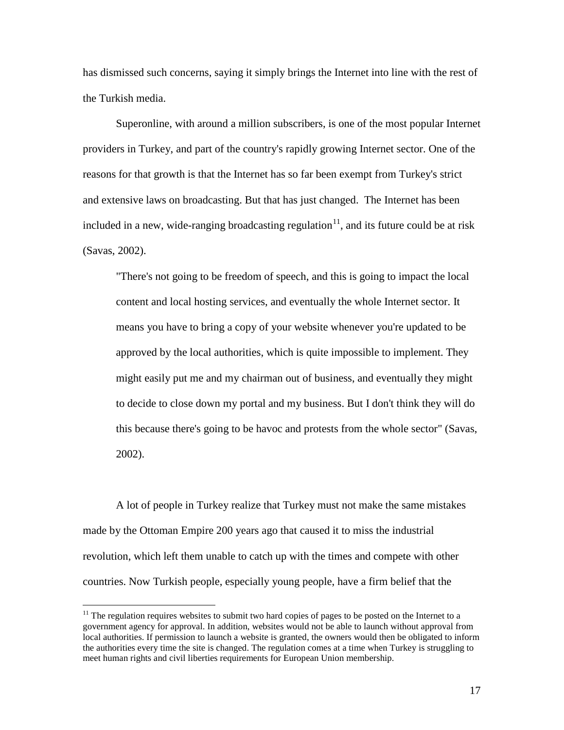has dismissed such concerns, saying it simply brings the Internet into line with the rest of the Turkish media.

Superonline, with around a million subscribers, is one of the most popular Internet providers in Turkey, and part of the country's rapidly growing Internet sector. One of the reasons for that growth is that the Internet has so far been exempt from Turkey's strict and extensive laws on broadcasting. But that has just changed. The Internet has been included in a new, wide-ranging broadcasting regulation[11], and its future could be at risk (Savas, 2002).

> "There's not going to be freedom of speech, and this is going to impact the local content and local hosting services, and eventually the whole Internet sector. It means you have to bring a copy of your website whenever you're updated to be approved by the local authorities, which is quite impossible to implement. They might easily put me and my chairman out of business, and eventually they might to decide to close down my portal and my business. But I don't think they will do this because there's going to be havoc and protests from the whole sector" (Savas, 2002).

A lot of people in Turkey realize that Turkey must not make the same mistakes made by the Ottoman Empire 200 years ago that caused it to miss the industrial revolution, which left them unable to catch up with the times and compete with other countries. Now Turkish people, especially young people, have a firm belief that the

---

[11] The regulation requires websites to submit two hard copies of pages to be posted on the Internet to a government agency for approval. In addition, websites would not be able to launch without approval from local authorities. If permission to launch a website is granted, the owners would then be obligated to inform the authorities every time the site is changed. The regulation comes at a time when Turkey is struggling to meet human rights and civil liberties requirements for European Union membership.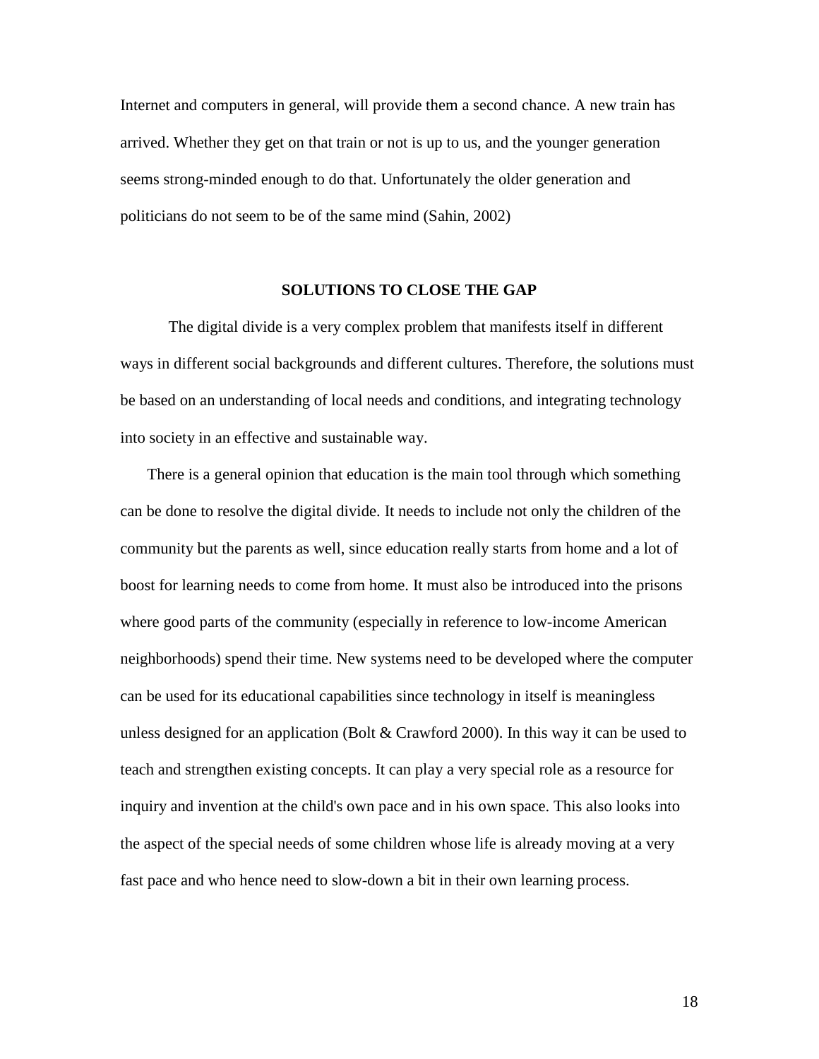Internet and computers in general, will provide them a second chance. A new train has arrived. Whether they get on that train or not is up to us, and the younger generation seems strong-minded enough to do that. Unfortunately the older generation and politicians do not seem to be of the same mind (Sahin, 2002)

## SOLUTIONS TO CLOSE THE GAP

The digital divide is a very complex problem that manifests itself in different ways in different social backgrounds and different cultures. Therefore, the solutions must be based on an understanding of local needs and conditions, and integrating technology into society in an effective and sustainable way.

There is a general opinion that education is the main tool through which something can be done to resolve the digital divide. It needs to include not only the children of the community but the parents as well, since education really starts from home and a lot of boost for learning needs to come from home. It must also be introduced into the prisons where good parts of the community (especially in reference to low-income American neighborhoods) spend their time. New systems need to be developed where the computer can be used for its educational capabilities since technology in itself is meaningless unless designed for an application (Bolt & Crawford 2000). In this way it can be used to teach and strengthen existing concepts. It can play a very special role as a resource for inquiry and invention at the child's own pace and in his own space. This also looks into the aspect of the special needs of some children whose life is already moving at a very fast pace and who hence need to slow-down a bit in their own learning process.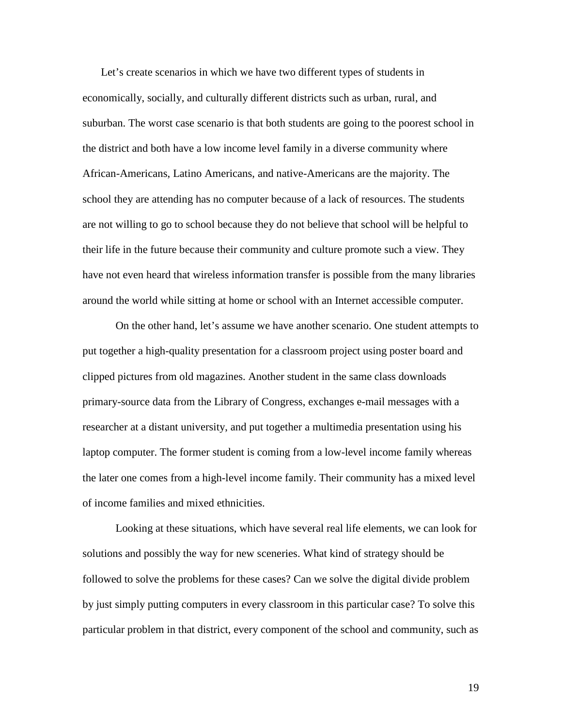Let's create scenarios in which we have two different types of students in economically, socially, and culturally different districts such as urban, rural, and suburban. The worst case scenario is that both students are going to the poorest school in the district and both have a low income level family in a diverse community where African-Americans, Latino Americans, and native-Americans are the majority. The school they are attending has no computer because of a lack of resources. The students are not willing to go to school because they do not believe that school will be helpful to their life in the future because their community and culture promote such a view. They have not even heard that wireless information transfer is possible from the many libraries around the world while sitting at home or school with an Internet accessible computer.

On the other hand, let's assume we have another scenario. One student attempts to put together a high-quality presentation for a classroom project using poster board and clipped pictures from old magazines. Another student in the same class downloads primary-source data from the Library of Congress, exchanges e-mail messages with a researcher at a distant university, and put together a multimedia presentation using his laptop computer. The former student is coming from a low-level income family whereas the later one comes from a high-level income family. Their community has a mixed level of income families and mixed ethnicities.

Looking at these situations, which have several real life elements, we can look for solutions and possibly the way for new sceneries. What kind of strategy should be followed to solve the problems for these cases? Can we solve the digital divide problem by just simply putting computers in every classroom in this particular case? To solve this particular problem in that district, every component of the school and community, such as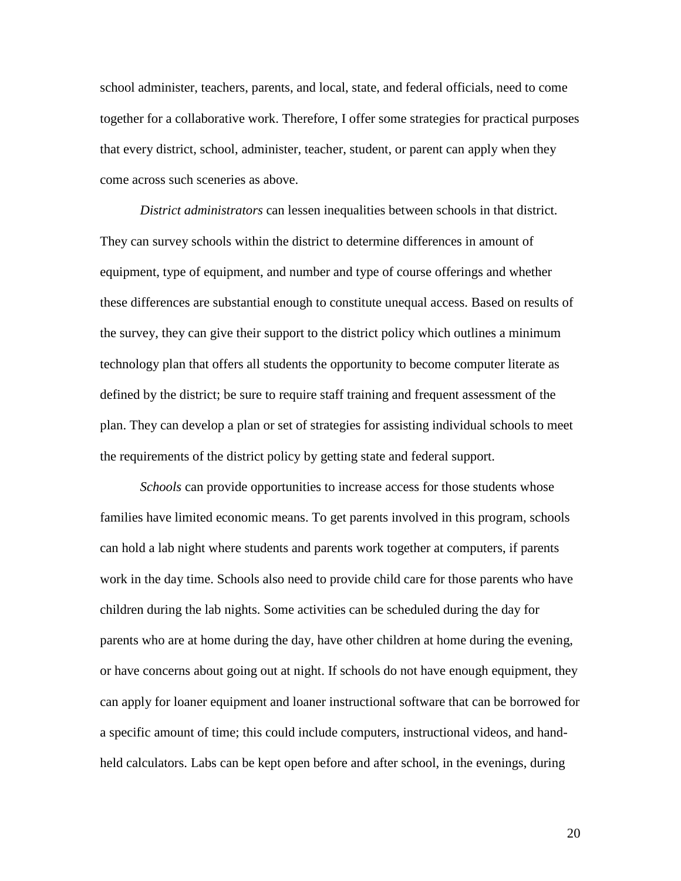school administer, teachers, parents, and local, state, and federal officials, need to come together for a collaborative work. Therefore, I offer some strategies for practical purposes that every district, school, administer, teacher, student, or parent can apply when they come across such sceneries as above.

*District administrators* can lessen inequalities between schools in that district. They can survey schools within the district to determine differences in amount of equipment, type of equipment, and number and type of course offerings and whether these differences are substantial enough to constitute unequal access. Based on results of the survey, they can give their support to the district policy which outlines a minimum technology plan that offers all students the opportunity to become computer literate as defined by the district; be sure to require staff training and frequent assessment of the plan. They can develop a plan or set of strategies for assisting individual schools to meet the requirements of the district policy by getting state and federal support.

*Schools* can provide opportunities to increase access for those students whose families have limited economic means. To get parents involved in this program, schools can hold a lab night where students and parents work together at computers, if parents work in the day time. Schools also need to provide child care for those parents who have children during the lab nights. Some activities can be scheduled during the day for parents who are at home during the day, have other children at home during the evening, or have concerns about going out at night. If schools do not have enough equipment, they can apply for loaner equipment and loaner instructional software that can be borrowed for a specific amount of time; this could include computers, instructional videos, and hand-held calculators. Labs can be kept open before and after school, in the evenings, during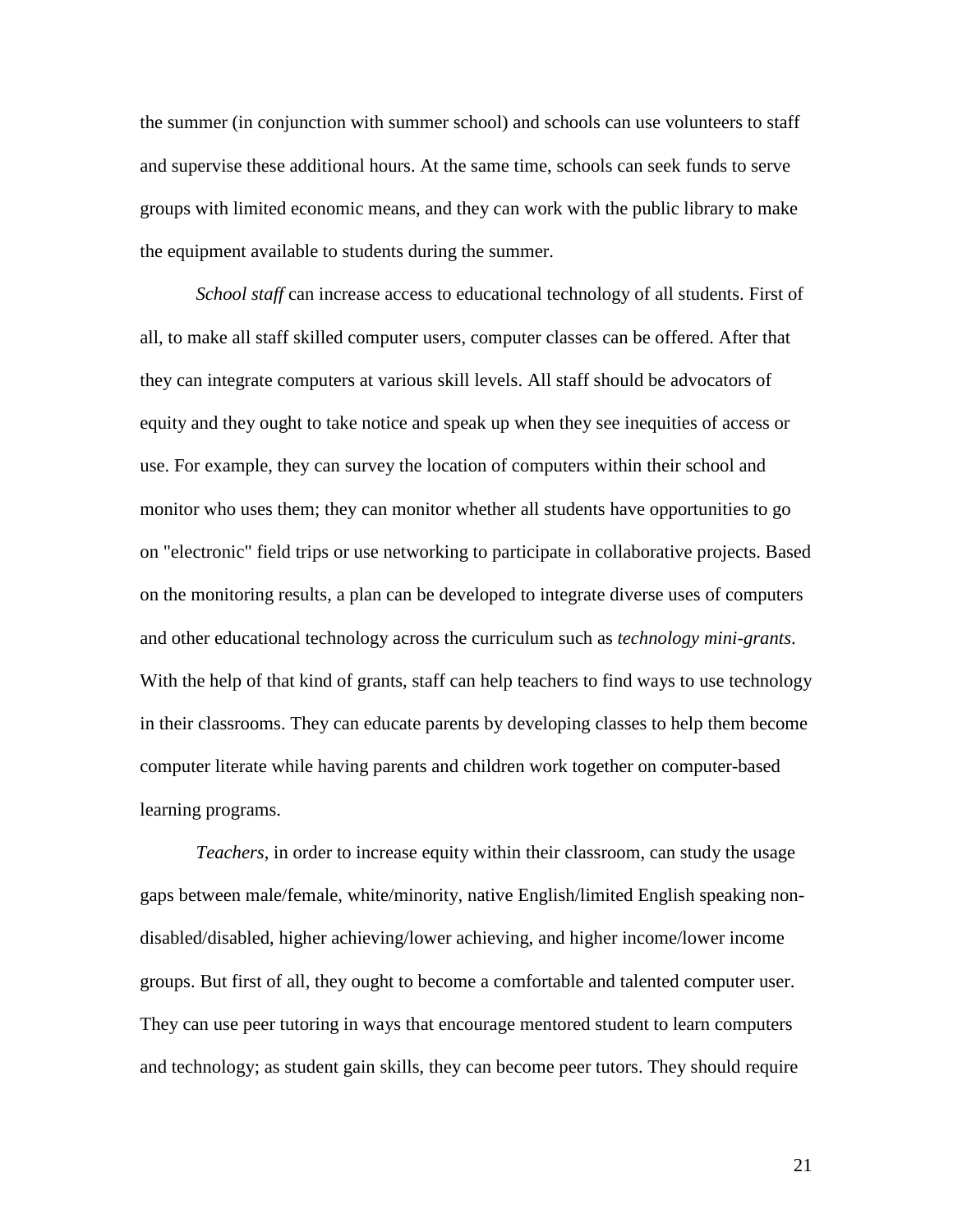the summer (in conjunction with summer school) and schools can use volunteers to staff and supervise these additional hours. At the same time, schools can seek funds to serve groups with limited economic means, and they can work with the public library to make the equipment available to students during the summer.

*School staff* can increase access to educational technology of all students. First of all, to make all staff skilled computer users, computer classes can be offered. After that they can integrate computers at various skill levels. All staff should be advocators of equity and they ought to take notice and speak up when they see inequities of access or use. For example, they can survey the location of computers within their school and monitor who uses them; they can monitor whether all students have opportunities to go on "electronic" field trips or use networking to participate in collaborative projects. Based on the monitoring results, a plan can be developed to integrate diverse uses of computers and other educational technology across the curriculum such as *technology mini-grants*. With the help of that kind of grants, staff can help teachers to find ways to use technology in their classrooms. They can educate parents by developing classes to help them become computer literate while having parents and children work together on computer-based learning programs.

*Teachers*, in order to increase equity within their classroom, can study the usage gaps between male/female, white/minority, native English/limited English speaking non-disabled/disabled, higher achieving/lower achieving, and higher income/lower income groups. But first of all, they ought to become a comfortable and talented computer user. They can use peer tutoring in ways that encourage mentored student to learn computers and technology; as student gain skills, they can become peer tutors. They should require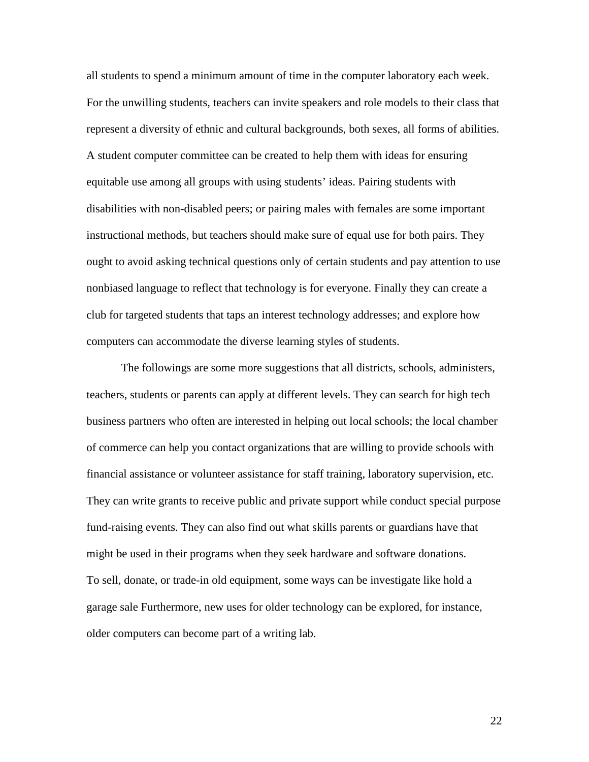all students to spend a minimum amount of time in the computer laboratory each week. For the unwilling students, teachers can invite speakers and role models to their class that represent a diversity of ethnic and cultural backgrounds, both sexes, all forms of abilities. A student computer committee can be created to help them with ideas for ensuring equitable use among all groups with using students' ideas. Pairing students with disabilities with non-disabled peers; or pairing males with females are some important instructional methods, but teachers should make sure of equal use for both pairs. They ought to avoid asking technical questions only of certain students and pay attention to use nonbiased language to reflect that technology is for everyone. Finally they can create a club for targeted students that taps an interest technology addresses; and explore how computers can accommodate the diverse learning styles of students.

The followings are some more suggestions that all districts, schools, administers, teachers, students or parents can apply at different levels. They can search for high tech business partners who often are interested in helping out local schools; the local chamber of commerce can help you contact organizations that are willing to provide schools with financial assistance or volunteer assistance for staff training, laboratory supervision, etc. They can write grants to receive public and private support while conduct special purpose fund-raising events. They can also find out what skills parents or guardians have that might be used in their programs when they seek hardware and software donations. To sell, donate, or trade-in old equipment, some ways can be investigate like hold a garage sale Furthermore, new uses for older technology can be explored, for instance, older computers can become part of a writing lab.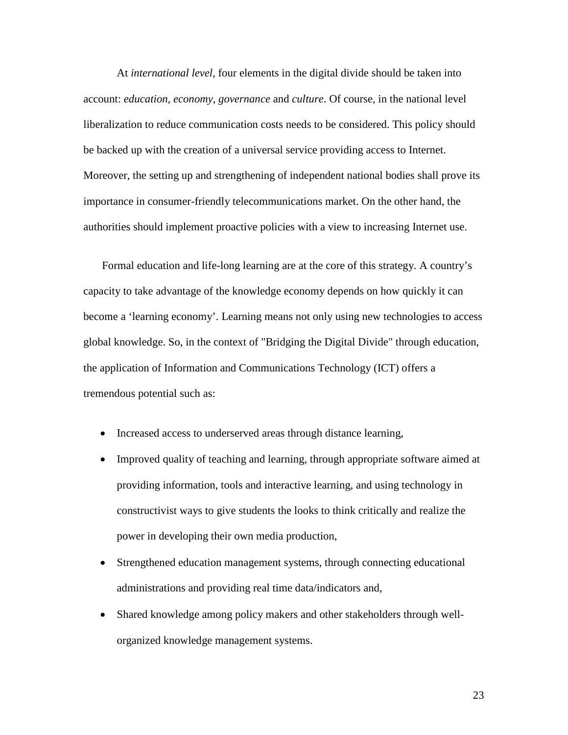At *international level*, four elements in the digital divide should be taken into account: *education, economy*, *governance* and *culture*. Of course, in the national level liberalization to reduce communication costs needs to be considered. This policy should be backed up with the creation of a universal service providing access to Internet. Moreover, the setting up and strengthening of independent national bodies shall prove its importance in consumer-friendly telecommunications market. On the other hand, the authorities should implement proactive policies with a view to increasing Internet use.

Formal education and life-long learning are at the core of this strategy. A country's capacity to take advantage of the knowledge economy depends on how quickly it can become a 'learning economy'. Learning means not only using new technologies to access global knowledge. So, in the context of "Bridging the Digital Divide" through education, the application of Information and Communications Technology (ICT) offers a tremendous potential such as:

- Increased access to underserved areas through distance learning,
- Improved quality of teaching and learning, through appropriate software aimed at providing information, tools and interactive learning, and using technology in constructivist ways to give students the looks to think critically and realize the power in developing their own media production,
- Strengthened education management systems, through connecting educational administrations and providing real time data/indicators and,
- Shared knowledge among policy makers and other stakeholders through well-organized knowledge management systems.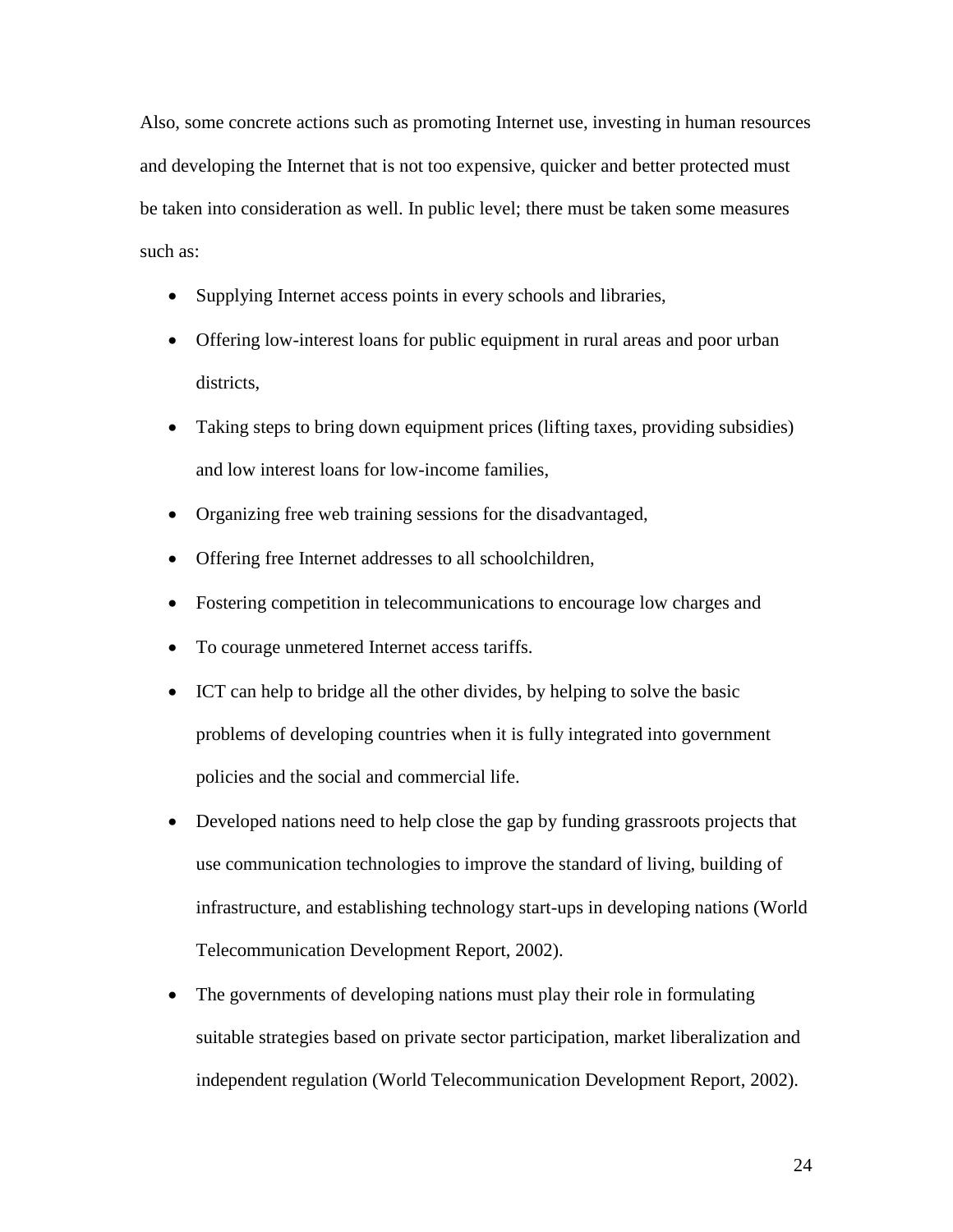Also, some concrete actions such as promoting Internet use, investing in human resources and developing the Internet that is not too expensive, quicker and better protected must be taken into consideration as well. In public level; there must be taken some measures such as:

- Supplying Internet access points in every schools and libraries,
- Offering low-interest loans for public equipment in rural areas and poor urban districts,
- Taking steps to bring down equipment prices (lifting taxes, providing subsidies) and low interest loans for low-income families,
- Organizing free web training sessions for the disadvantaged,
- Offering free Internet addresses to all schoolchildren,
- Fostering competition in telecommunications to encourage low charges and
- To courage unmetered Internet access tariffs.
- ICT can help to bridge all the other divides, by helping to solve the basic problems of developing countries when it is fully integrated into government policies and the social and commercial life.
- Developed nations need to help close the gap by funding grassroots projects that use communication technologies to improve the standard of living, building of infrastructure, and establishing technology start-ups in developing nations (World Telecommunication Development Report, 2002).
- The governments of developing nations must play their role in formulating suitable strategies based on private sector participation, market liberalization and independent regulation (World Telecommunication Development Report, 2002).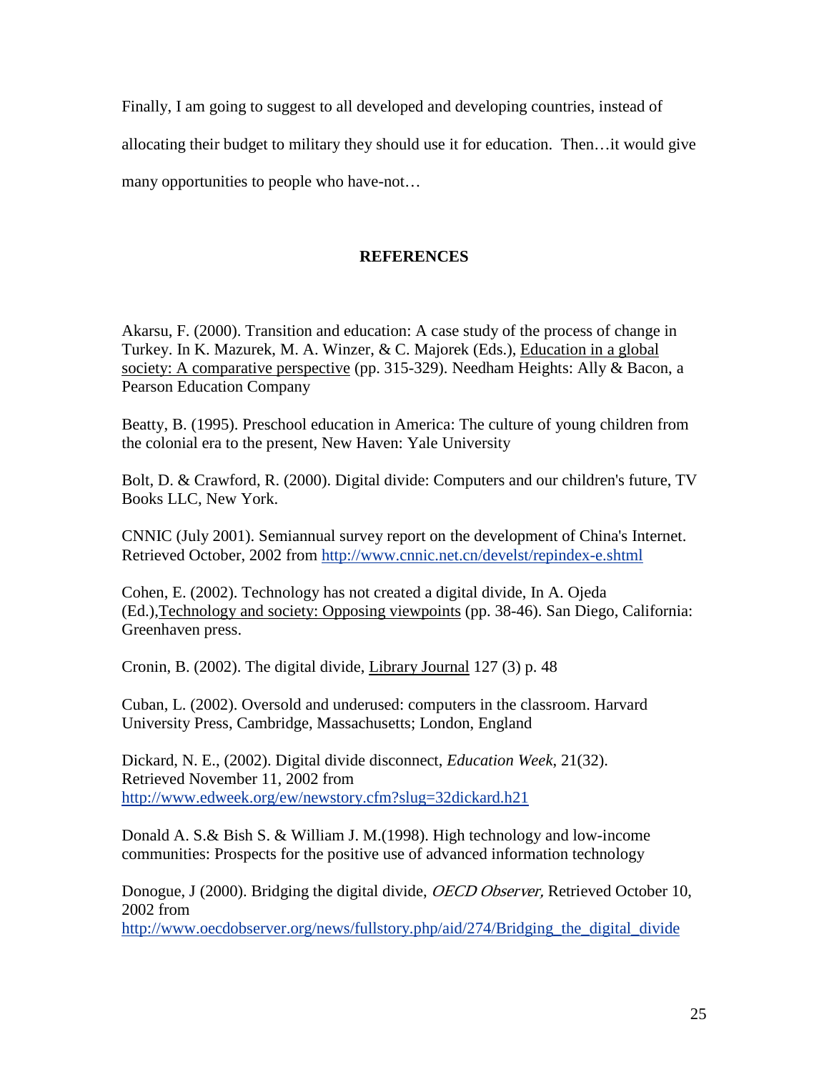Finally, I am going to suggest to all developed and developing countries, instead of allocating their budget to military they should use it for education. Then…it would give many opportunities to people who have-not…

## REFERENCES

Akarsu, F. (2000). Transition and education: A case study of the process of change in Turkey. In K. Mazurek, M. A. Winzer, & C. Majorek (Eds.), Education in a global society: A comparative perspective (pp. 315-329). Needham Heights: Ally & Bacon, a Pearson Education Company

Beatty, B. (1995). Preschool education in America: The culture of young children from the colonial era to the present, New Haven: Yale University

Bolt, D. & Crawford, R. (2000). Digital divide: Computers and our children's future, TV Books LLC, New York.

CNNIC (July 2001). Semiannual survey report on the development of China's Internet. Retrieved October, 2002 from http://www.cnnic.net.cn/develst/repindex-e.shtml

Cohen, E. (2002). Technology has not created a digital divide, In A. Ojeda (Ed.),Technology and society: Opposing viewpoints (pp. 38-46). San Diego, California: Greenhaven press.

Cronin, B. (2002). The digital divide, Library Journal 127 (3) p. 48

Cuban, L. (2002). Oversold and underused: computers in the classroom. Harvard University Press, Cambridge, Massachusetts; London, England

Dickard, N. E., (2002). Digital divide disconnect, *Education Week*, 21(32). Retrieved November 11, 2002 from http://www.edweek.org/ew/newstory.cfm?slug=32dickard.h21

Donald A. S.& Bish S. & William J. M.(1998). High technology and low-income communities: Prospects for the positive use of advanced information technology

Donogue, J (2000). Bridging the digital divide, *OECD Observer,* Retrieved October 10, 2002 from http://www.oecdobserver.org/news/fullstory.php/aid/274/Bridging_the_digital_divide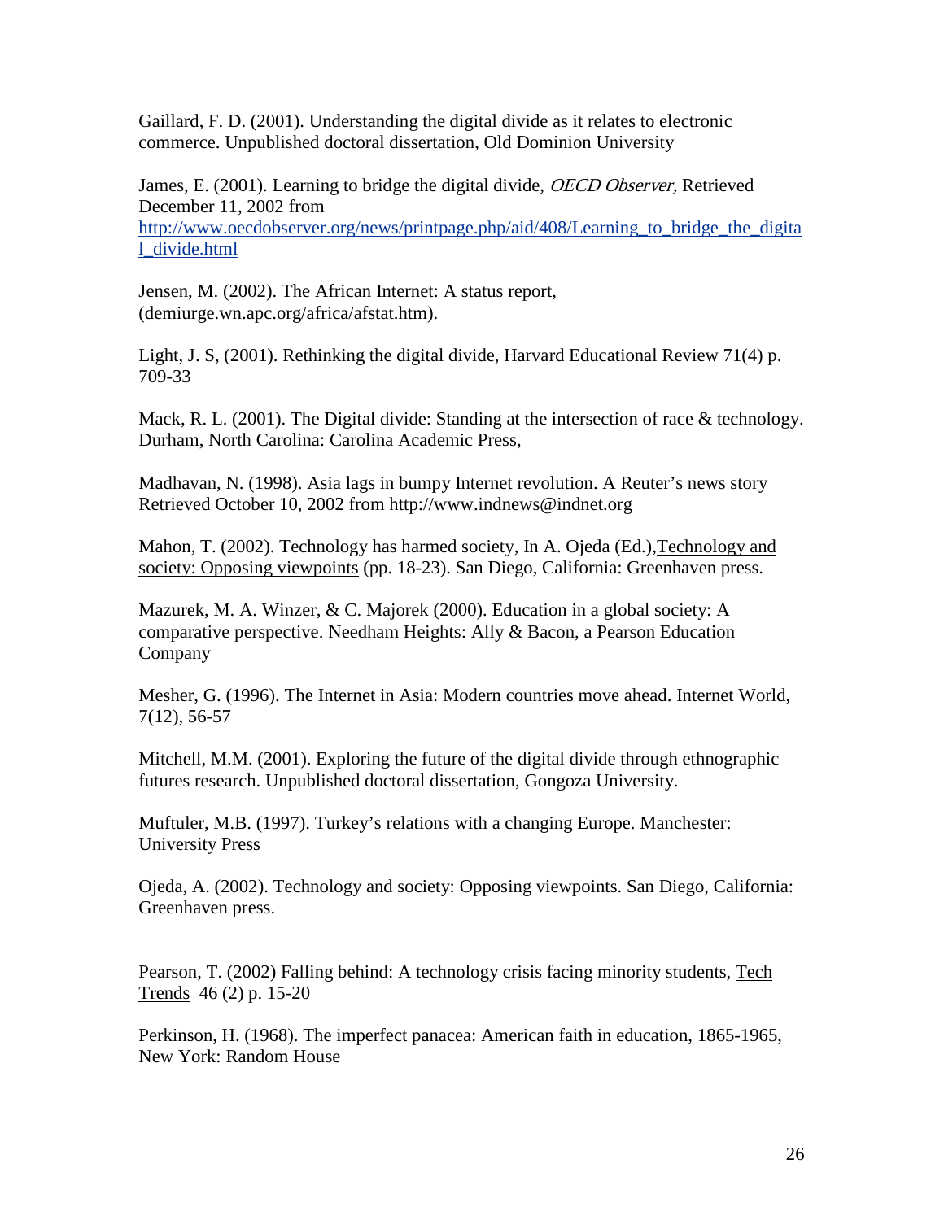Gaillard, F. D. (2001). Understanding the digital divide as it relates to electronic commerce. Unpublished doctoral dissertation, Old Dominion University

James, E. (2001). Learning to bridge the digital divide, *OECD Observer,* Retrieved December 11, 2002 from http://www.oecdobserver.org/news/printpage.php/aid/408/Learning_to_bridge_the_digital_divide.html

Jensen, M. (2002). The African Internet: A status report, (demiurge.wn.apc.org/africa/afstat.htm).

Light, J. S, (2001). Rethinking the digital divide, Harvard Educational Review 71(4) p. 709-33

Mack, R. L. (2001). The Digital divide: Standing at the intersection of race & technology. Durham, North Carolina: Carolina Academic Press,

Madhavan, N. (1998). Asia lags in bumpy Internet revolution. A Reuter's news story Retrieved October 10, 2002 from http://www.indnews@indnet.org

Mahon, T. (2002). Technology has harmed society, In A. Ojeda (Ed.),Technology and society: Opposing viewpoints (pp. 18-23). San Diego, California: Greenhaven press.

Mazurek, M. A. Winzer, & C. Majorek (2000). Education in a global society: A comparative perspective. Needham Heights: Ally & Bacon, a Pearson Education Company

Mesher, G. (1996). The Internet in Asia: Modern countries move ahead. Internet World, 7(12), 56-57

Mitchell, M.M. (2001). Exploring the future of the digital divide through ethnographic futures research. Unpublished doctoral dissertation, Gongoza University.

Muftuler, M.B. (1997). Turkey's relations with a changing Europe. Manchester: University Press

Ojeda, A. (2002). Technology and society: Opposing viewpoints. San Diego, California: Greenhaven press.

Pearson, T. (2002) Falling behind: A technology crisis facing minority students, Tech Trends 46 (2) p. 15-20

Perkinson, H. (1968). The imperfect panacea: American faith in education, 1865-1965, New York: Random House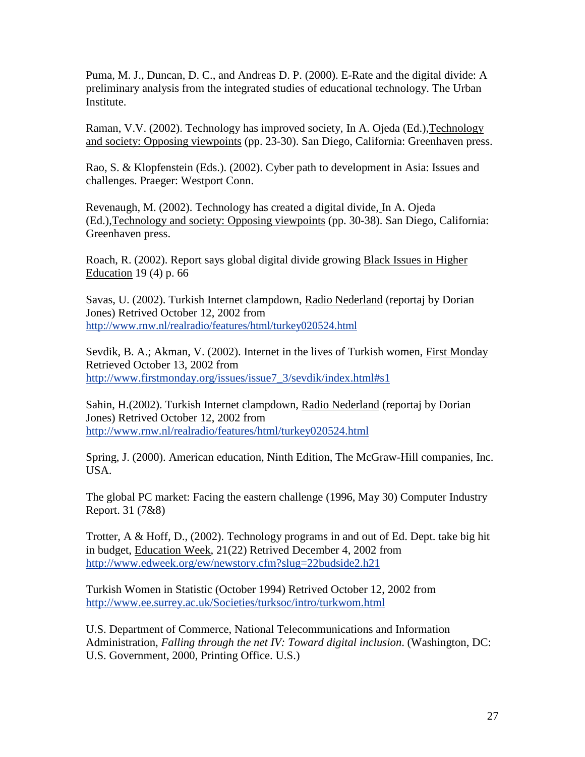Puma, M. J., Duncan, D. C., and Andreas D. P. (2000). E-Rate and the digital divide: A preliminary analysis from the integrated studies of educational technology. The Urban Institute.

Raman, V.V. (2002). Technology has improved society, In A. Ojeda (Ed.),Technology and society: Opposing viewpoints (pp. 23-30). San Diego, California: Greenhaven press.

Rao, S. & Klopfenstein (Eds.). (2002). Cyber path to development in Asia: Issues and challenges. Praeger: Westport Conn.

Revenaugh, M. (2002). Technology has created a digital divide, In A. Ojeda (Ed.),Technology and society: Opposing viewpoints (pp. 30-38). San Diego, California: Greenhaven press.

Roach, R. (2002). Report says global digital divide growing Black Issues in Higher Education 19 (4) p. 66

Savas, U. (2002). Turkish Internet clampdown, Radio Nederland (reportaj by Dorian Jones) Retrived October 12, 2002 from http://www.rnw.nl/realradio/features/html/turkey020524.html

Sevdik, B. A.; Akman, V. (2002). Internet in the lives of Turkish women, First Monday Retrieved October 13, 2002 from http://www.firstmonday.org/issues/issue7_3/sevdik/index.html#s1

Sahin, H.(2002). Turkish Internet clampdown, Radio Nederland (reportaj by Dorian Jones) Retrived October 12, 2002 from http://www.rnw.nl/realradio/features/html/turkey020524.html

Spring, J. (2000). American education, Ninth Edition, The McGraw-Hill companies, Inc. USA.

The global PC market: Facing the eastern challenge (1996, May 30) Computer Industry Report. 31 (7&8)

Trotter, A & Hoff, D., (2002). Technology programs in and out of Ed. Dept. take big hit in budget, Education Week, 21(22) Retrived December 4, 2002 from http://www.edweek.org/ew/newstory.cfm?slug=22budside2.h21

Turkish Women in Statistic (October 1994) Retrived October 12, 2002 from http://www.ee.surrey.ac.uk/Societies/turksoc/intro/turkwom.html

U.S. Department of Commerce, National Telecommunications and Information Administration, *Falling through the net IV: Toward digital inclusion*. (Washington, DC: U.S. Government, 2000, Printing Office. U.S.)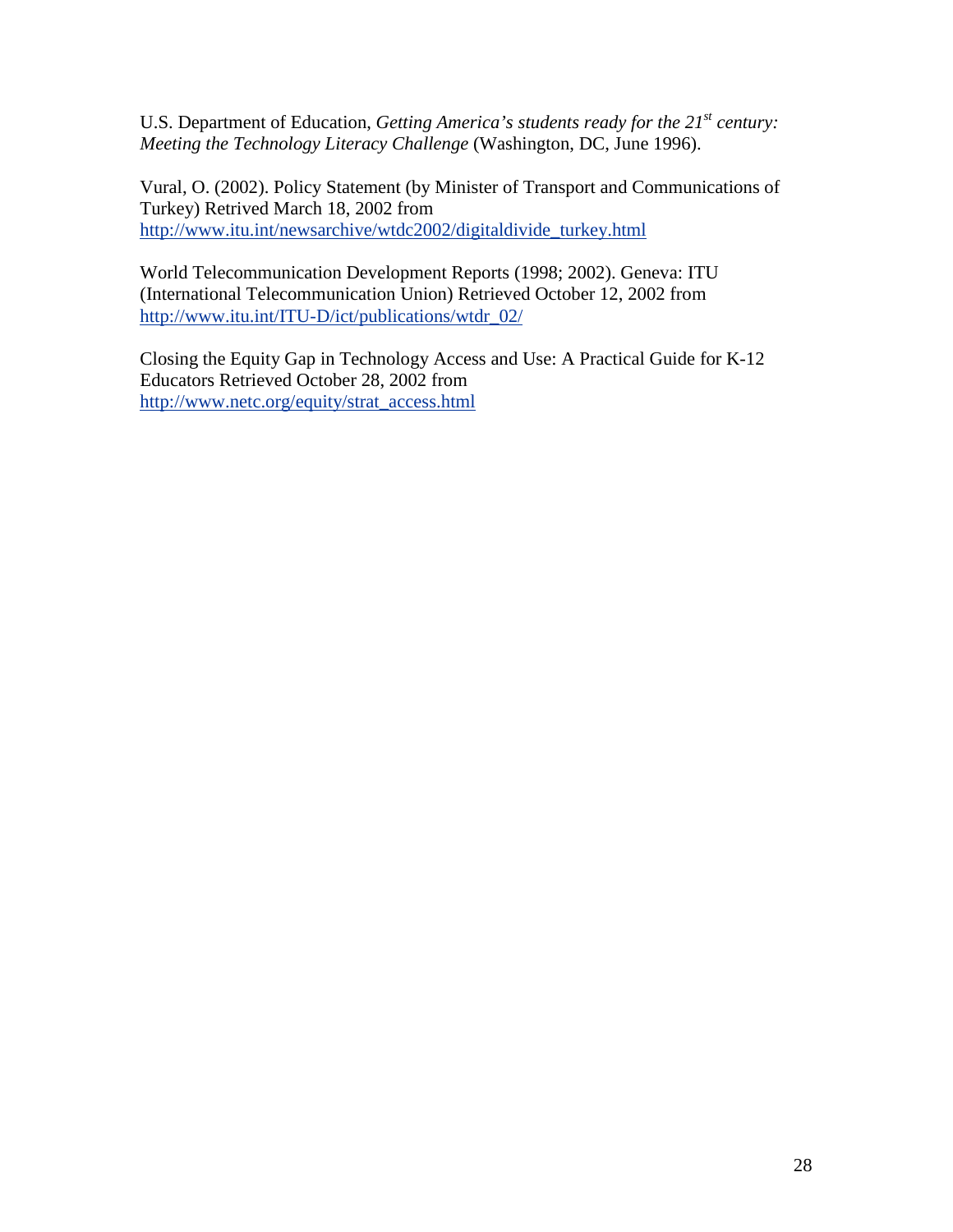U.S. Department of Education, *Getting America's students ready for the 21st century: Meeting the Technology Literacy Challenge* (Washington, DC, June 1996).

Vural, O. (2002). Policy Statement (by Minister of Transport and Communications of Turkey) Retrived March 18, 2002 from http://www.itu.int/newsarchive/wtdc2002/digitaldivide_turkey.html

World Telecommunication Development Reports (1998; 2002). Geneva: ITU (International Telecommunication Union) Retrieved October 12, 2002 from http://www.itu.int/ITU-D/ict/publications/wtdr_02/

Closing the Equity Gap in Technology Access and Use: A Practical Guide for K-12 Educators Retrieved October 28, 2002 from http://www.netc.org/equity/strat_access.html